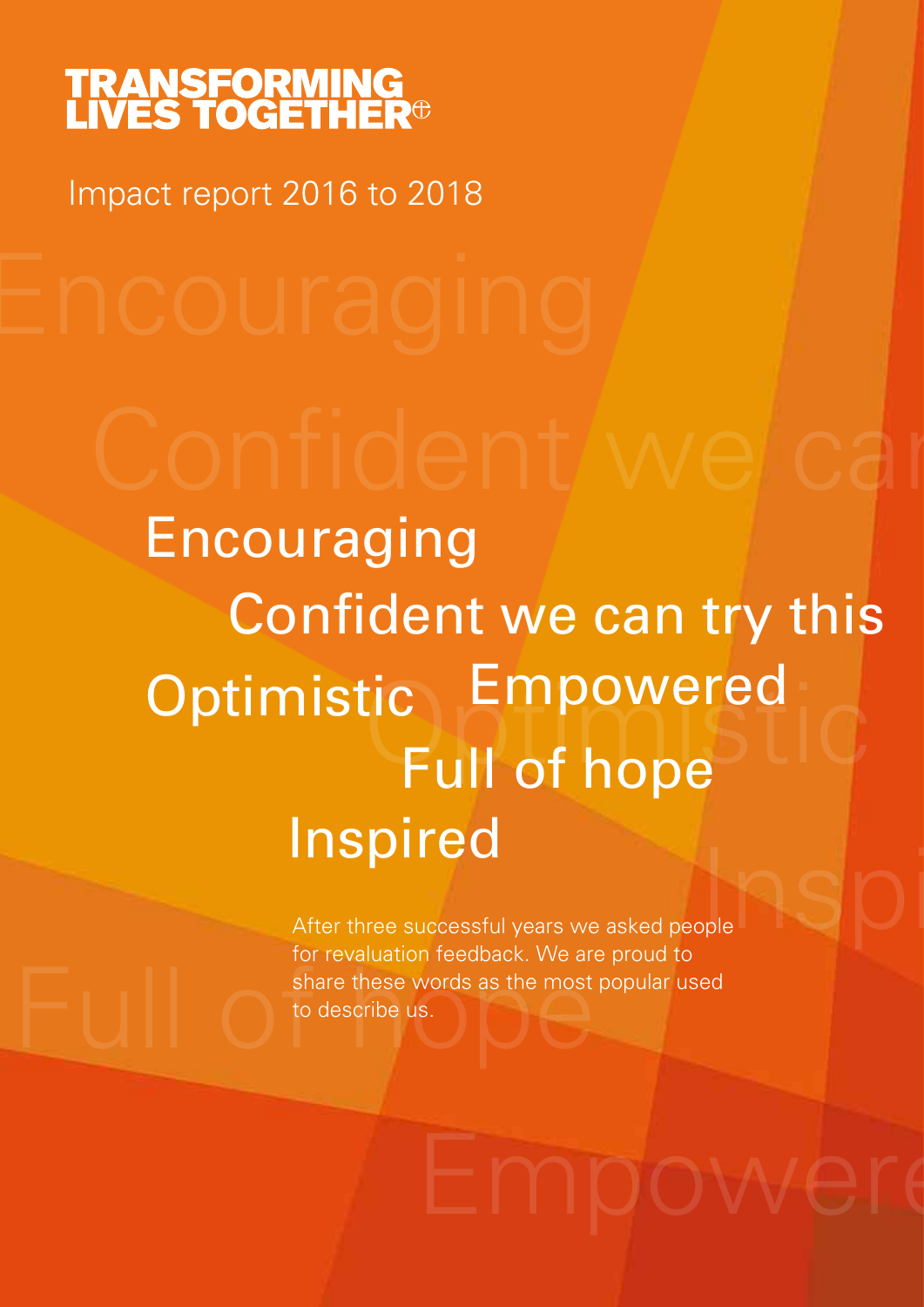# TRANSFORMING LIVES TOGETHER

Impact report 2016 to 2018

Encouraging

Confident we can try this

Optimistic Empowered

Full of hope

Inspired

After three successful years we asked people for revaluation feedback. We are proud to share these words as the most popular used to describe us.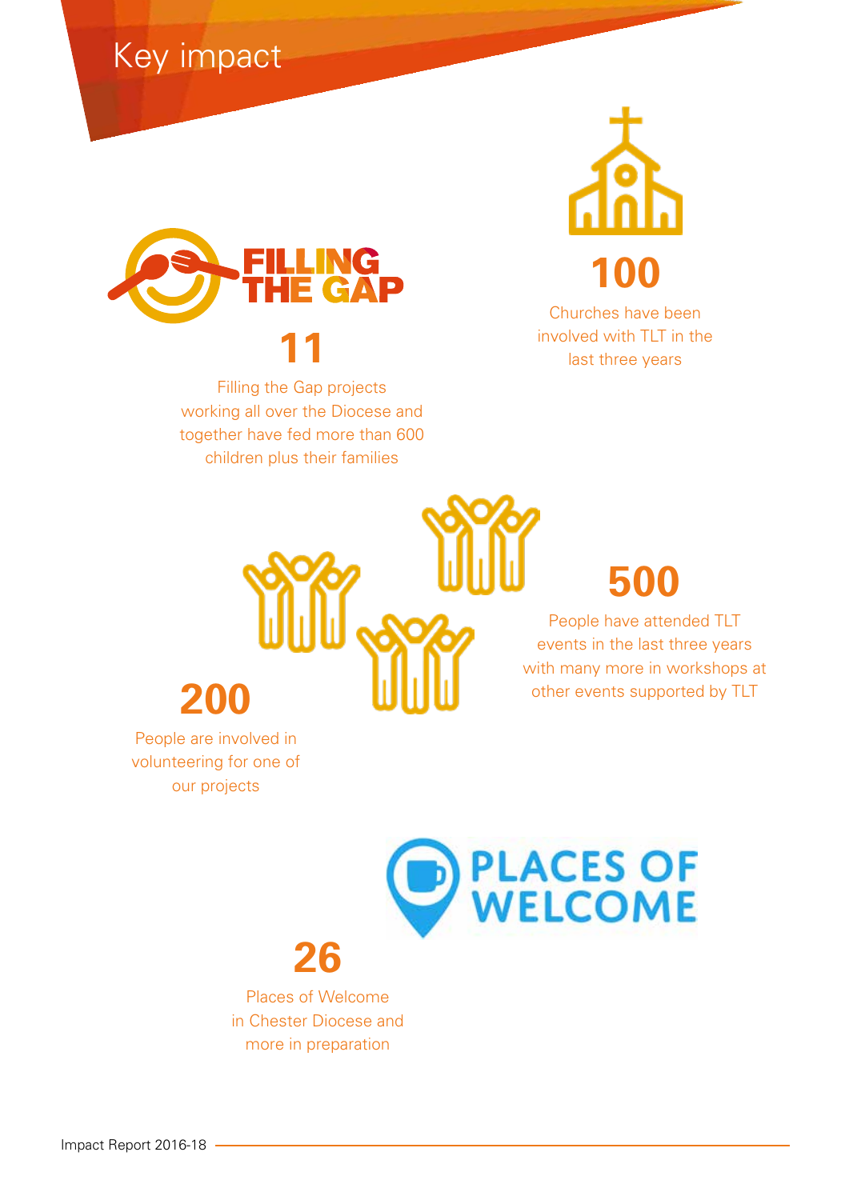# Key impact

FILLING THE GAP

**11**

Filling the Gap projects working all over the Diocese and together have fed more than 600 children plus their families

**100**

Churches have been involved with TLT in the last three years

**500**

People have attended TLT events in the last three years with many more in workshops at other events supported by TLT

**200**

People are involved in volunteering for one of our projects

PLACES OF WELCOME

**26**

Places of Welcome in Chester Diocese and more in preparation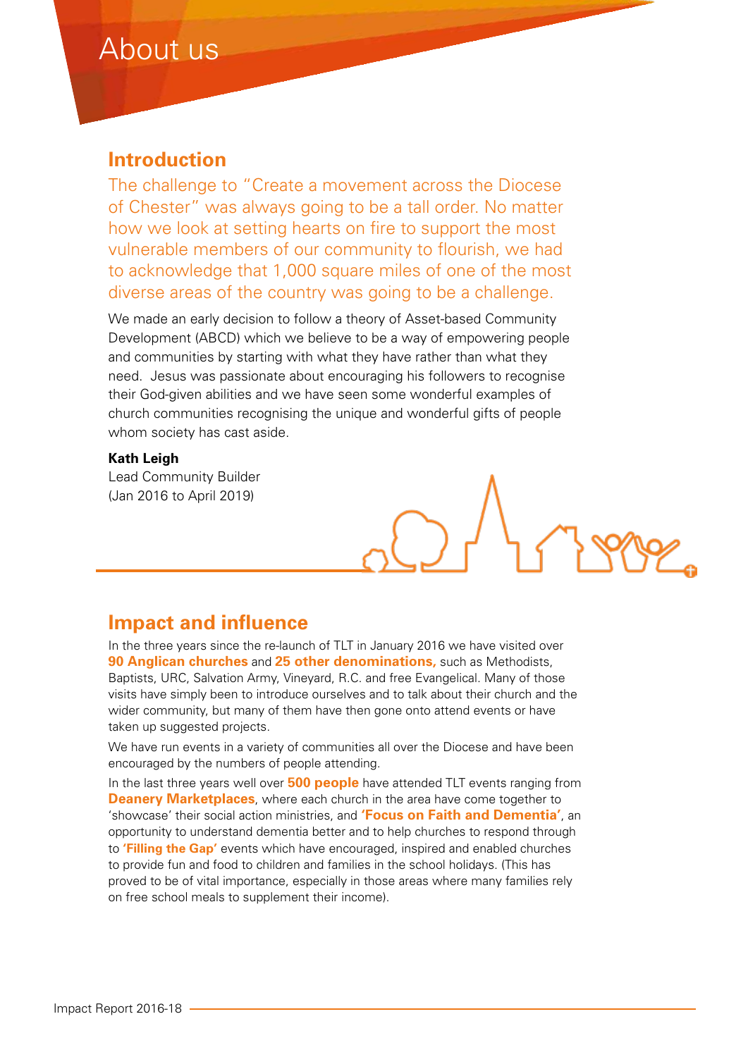# About us

## Introduction

The challenge to "Create a movement across the Diocese of Chester" was always going to be a tall order. No matter how we look at setting hearts on fire to support the most vulnerable members of our community to flourish, we had to acknowledge that 1,000 square miles of one of the most diverse areas of the country was going to be a challenge.

We made an early decision to follow a theory of Asset-based Community Development (ABCD) which we believe to be a way of empowering people and communities by starting with what they have rather than what they need. Jesus was passionate about encouraging his followers to recognise their God-given abilities and we have seen some wonderful examples of church communities recognising the unique and wonderful gifts of people whom society has cast aside.

**Kath Leigh**
Lead Community Builder
(Jan 2016 to April 2019)

## Impact and influence

In the three years since the re-launch of TLT in January 2016 we have visited over **90 Anglican churches** and **25 other denominations,** such as Methodists, Baptists, URC, Salvation Army, Vineyard, R.C. and free Evangelical. Many of those visits have simply been to introduce ourselves and to talk about their church and the wider community, but many of them have then gone onto attend events or have taken up suggested projects.

We have run events in a variety of communities all over the Diocese and have been encouraged by the numbers of people attending.

In the last three years well over **500 people** have attended TLT events ranging from **Deanery Marketplaces**, where each church in the area have come together to 'showcase' their social action ministries, and **'Focus on Faith and Dementia'**, an opportunity to understand dementia better and to help churches to respond through to **'Filling the Gap'** events which have encouraged, inspired and enabled churches to provide fun and food to children and families in the school holidays. (This has proved to be of vital importance, especially in those areas where many families rely on free school meals to supplement their income).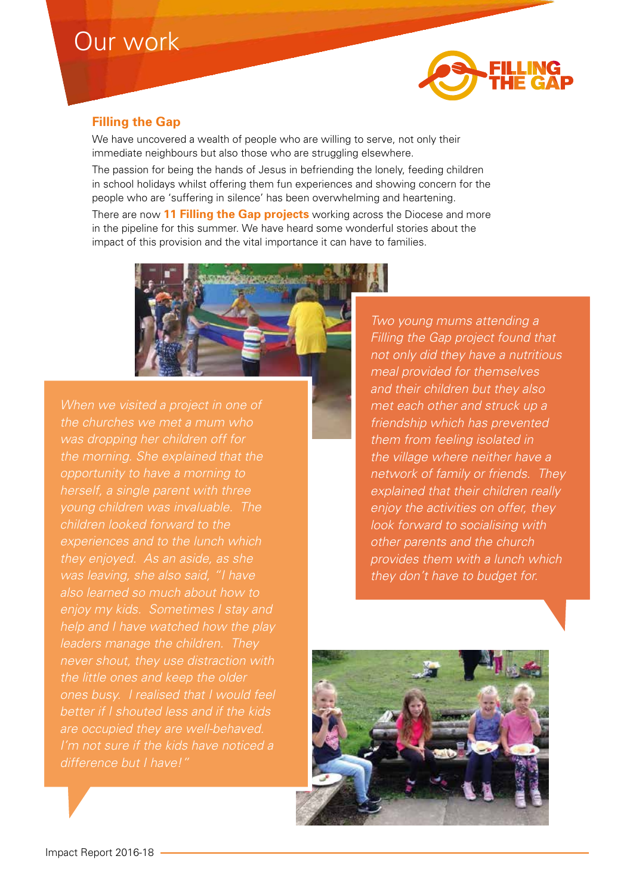# Our work

## Filling the Gap

We have uncovered a wealth of people who are willing to serve, not only their immediate neighbours but also those who are struggling elsewhere.

The passion for being the hands of Jesus in befriending the lonely, feeding children in school holidays whilst offering them fun experiences and showing concern for the people who are 'suffering in silence' has been overwhelming and heartening.

There are now **11 Filling the Gap projects** working across the Diocese and more in the pipeline for this summer. We have heard some wonderful stories about the impact of this provision and the vital importance it can have to families.

*When we visited a project in one of the churches we met a mum who was dropping her children off for the morning. She explained that the opportunity to have a morning to herself, a single parent with three young children was invaluable. The children looked forward to the experiences and to the lunch which they enjoyed. As an aside, as she was leaving, she also said, "I have also learned so much about how to enjoy my kids. Sometimes I stay and help and I have watched how the play leaders manage the children. They never shout, they use distraction with the little ones and keep the older ones busy. I realised that I would feel better if I shouted less and if the kids are occupied they are well-behaved. I'm not sure if the kids have noticed a difference but I have!"*

*Two young mums attending a Filling the Gap project found that not only did they have a nutritious meal provided for themselves and their children but they also met each other and struck up a friendship which has prevented them from feeling isolated in the village where neither have a network of family or friends. They explained that their children really enjoy the activities on offer, they look forward to socialising with other parents and the church provides them with a lunch which they don't have to budget for.*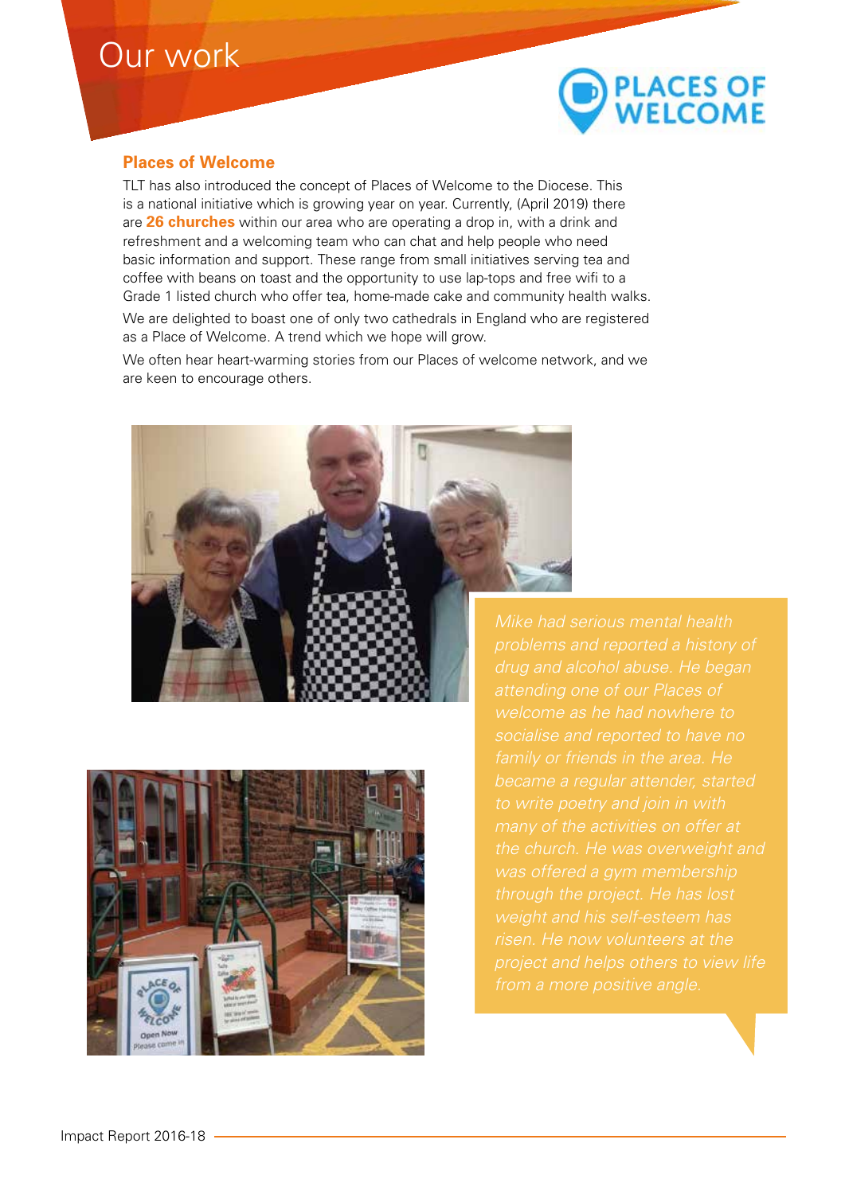# Our work

## Places of Welcome

TLT has also introduced the concept of Places of Welcome to the Diocese. This is a national initiative which is growing year on year. Currently, (April 2019) there are **26 churches** within our area who are operating a drop in, with a drink and refreshment and a welcoming team who can chat and help people who need basic information and support. These range from small initiatives serving tea and coffee with beans on toast and the opportunity to use lap-tops and free wifi to a Grade 1 listed church who offer tea, home-made cake and community health walks.

We are delighted to boast one of only two cathedrals in England who are registered as a Place of Welcome. A trend which we hope will grow.

We often hear heart-warming stories from our Places of welcome network, and we are keen to encourage others.

*Mike had serious mental health problems and reported a history of drug and alcohol abuse. He began attending one of our Places of welcome as he had nowhere to socialise and reported to have no family or friends in the area. He became a regular attender, started to write poetry and join in with many of the activities on offer at the church. He was overweight and was offered a gym membership through the project. He has lost weight and his self-esteem has risen. He now volunteers at the project and helps others to view life from a more positive angle.*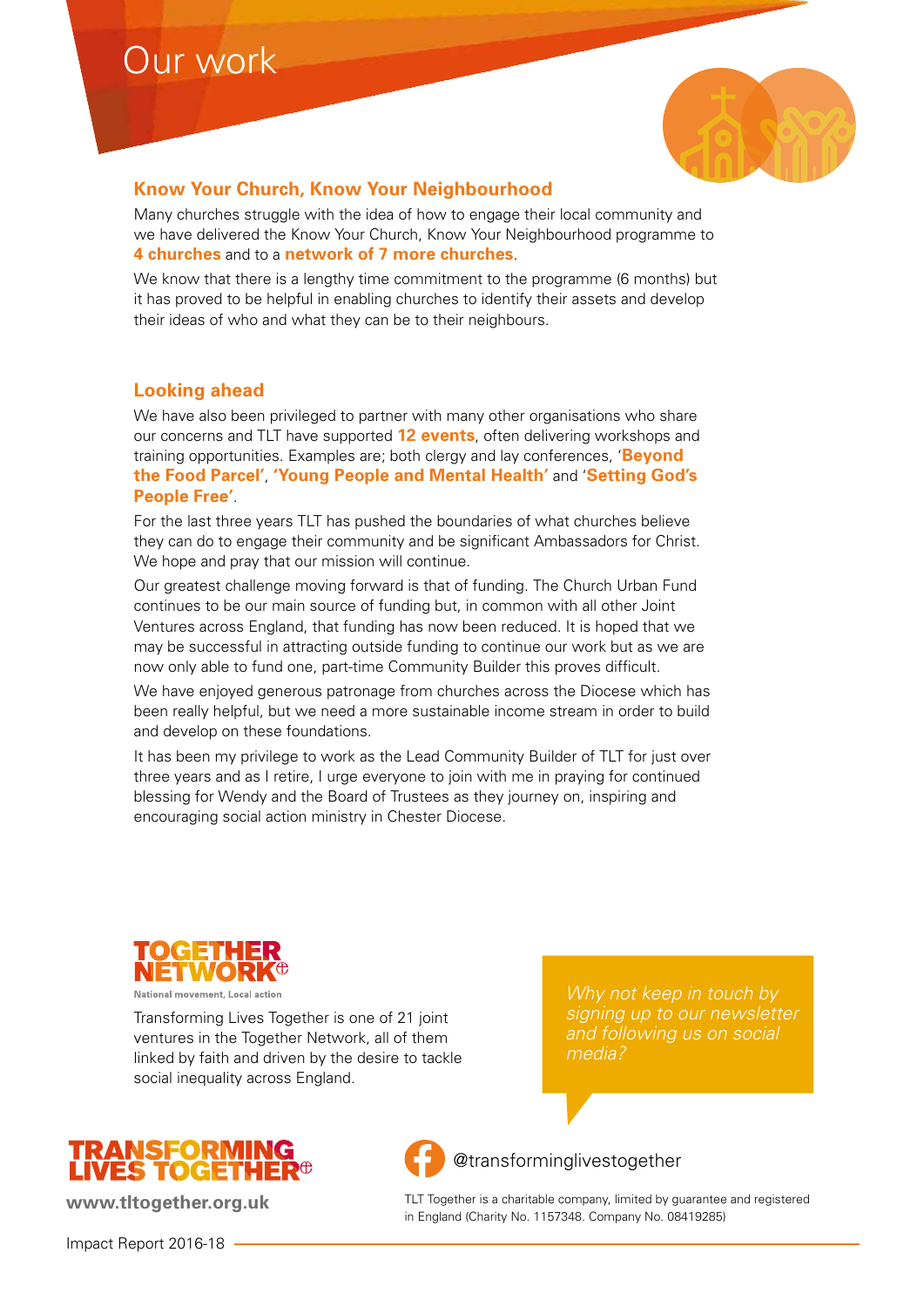# Our work

## Know Your Church, Know Your Neighbourhood

Many churches struggle with the idea of how to engage their local community and we have delivered the Know Your Church, Know Your Neighbourhood programme to **4 churches** and to a **network of 7 more churches**.

We know that there is a lengthy time commitment to the programme (6 months) but it has proved to be helpful in enabling churches to identify their assets and develop their ideas of who and what they can be to their neighbours.

## Looking ahead

We have also been privileged to partner with many other organisations who share our concerns and TLT have supported **12 events**, often delivering workshops and training opportunities. Examples are; both clergy and lay conferences, '**Beyond the Food Parcel'**, **'Young People and Mental Health'** and '**Setting God's People Free'**.

For the last three years TLT has pushed the boundaries of what churches believe they can do to engage their community and be significant Ambassadors for Christ. We hope and pray that our mission will continue.

Our greatest challenge moving forward is that of funding. The Church Urban Fund continues to be our main source of funding but, in common with all other Joint Ventures across England, that funding has now been reduced. It is hoped that we may be successful in attracting outside funding to continue our work but as we are now only able to fund one, part-time Community Builder this proves difficult.

We have enjoyed generous patronage from churches across the Diocese which has been really helpful, but we need a more sustainable income stream in order to build and develop on these foundations.

It has been my privilege to work as the Lead Community Builder of TLT for just over three years and as I retire, I urge everyone to join with me in praying for continued blessing for Wendy and the Board of Trustees as they journey on, inspiring and encouraging social action ministry in Chester Diocese.

**TOGETHER NETWORK**
National movement, Local action

Transforming Lives Together is one of 21 joint ventures in the Together Network, all of them linked by faith and driven by the desire to tackle social inequality across England.

*Why not keep in touch by signing up to our newsletter and following us on social media?*

**TRANSFORMING LIVES TOGETHER**

**www.tltogether.org.uk**

@transforminglivestogether

TLT Together is a charitable company, limited by guarantee and registered in England (Charity No. 1157348. Company No. 08419285)

Impact Report 2016-18